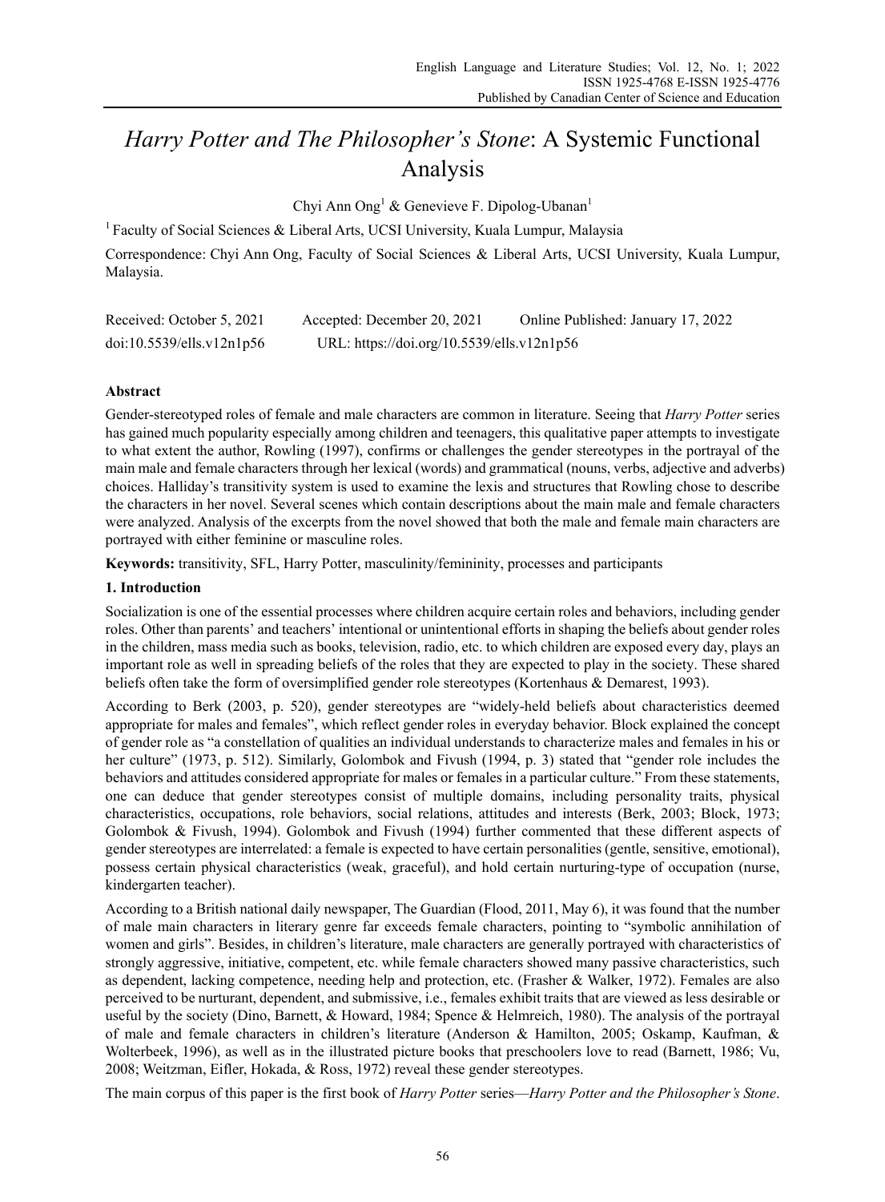# *Harry Potter and The Philosopher's Stone*: A Systemic Functional Analysis

Chyi Ann Ong[1] & Genevieve F. Dipolog-Ubanan[1]

[1] Faculty of Social Sciences & Liberal Arts, UCSI University, Kuala Lumpur, Malaysia

Correspondence: Chyi Ann Ong, Faculty of Social Sciences & Liberal Arts, UCSI University, Kuala Lumpur, Malaysia.

Received: October 5, 2021 Accepted: December 20, 2021 Online Published: January 17, 2022

doi:10.5539/ells.v12n1p56 URL: https://doi.org/10.5539/ells.v12n1p56

## Abstract

Gender-stereotyped roles of female and male characters are common in literature. Seeing that *Harry Potter* series has gained much popularity especially among children and teenagers, this qualitative paper attempts to investigate to what extent the author, Rowling (1997), confirms or challenges the gender stereotypes in the portrayal of the main male and female characters through her lexical (words) and grammatical (nouns, verbs, adjective and adverbs) choices. Halliday's transitivity system is used to examine the lexis and structures that Rowling chose to describe the characters in her novel. Several scenes which contain descriptions about the main male and female characters were analyzed. Analysis of the excerpts from the novel showed that both the male and female main characters are portrayed with either feminine or masculine roles.

**Keywords:** transitivity, SFL, Harry Potter, masculinity/femininity, processes and participants

## 1. Introduction

Socialization is one of the essential processes where children acquire certain roles and behaviors, including gender roles. Other than parents' and teachers' intentional or unintentional efforts in shaping the beliefs about gender roles in the children, mass media such as books, television, radio, etc. to which children are exposed every day, plays an important role as well in spreading beliefs of the roles that they are expected to play in the society. These shared beliefs often take the form of oversimplified gender role stereotypes (Kortenhaus & Demarest, 1993).

According to Berk (2003, p. 520), gender stereotypes are "widely-held beliefs about characteristics deemed appropriate for males and females", which reflect gender roles in everyday behavior. Block explained the concept of gender role as "a constellation of qualities an individual understands to characterize males and females in his or her culture" (1973, p. 512). Similarly, Golombok and Fivush (1994, p. 3) stated that "gender role includes the behaviors and attitudes considered appropriate for males or females in a particular culture." From these statements, one can deduce that gender stereotypes consist of multiple domains, including personality traits, physical characteristics, occupations, role behaviors, social relations, attitudes and interests (Berk, 2003; Block, 1973; Golombok & Fivush, 1994). Golombok and Fivush (1994) further commented that these different aspects of gender stereotypes are interrelated: a female is expected to have certain personalities (gentle, sensitive, emotional), possess certain physical characteristics (weak, graceful), and hold certain nurturing-type of occupation (nurse, kindergarten teacher).

According to a British national daily newspaper, The Guardian (Flood, 2011, May 6), it was found that the number of male main characters in literary genre far exceeds female characters, pointing to "symbolic annihilation of women and girls". Besides, in children's literature, male characters are generally portrayed with characteristics of strongly aggressive, initiative, competent, etc. while female characters showed many passive characteristics, such as dependent, lacking competence, needing help and protection, etc. (Frasher & Walker, 1972). Females are also perceived to be nurturant, dependent, and submissive, i.e., females exhibit traits that are viewed as less desirable or useful by the society (Dino, Barnett, & Howard, 1984; Spence & Helmreich, 1980). The analysis of the portrayal of male and female characters in children's literature (Anderson & Hamilton, 2005; Oskamp, Kaufman, & Wolterbeek, 1996), as well as in the illustrated picture books that preschoolers love to read (Barnett, 1986; Vu, 2008; Weitzman, Eifler, Hokada, & Ross, 1972) reveal these gender stereotypes.

The main corpus of this paper is the first book of *Harry Potter* series—*Harry Potter and the Philosopher's Stone*.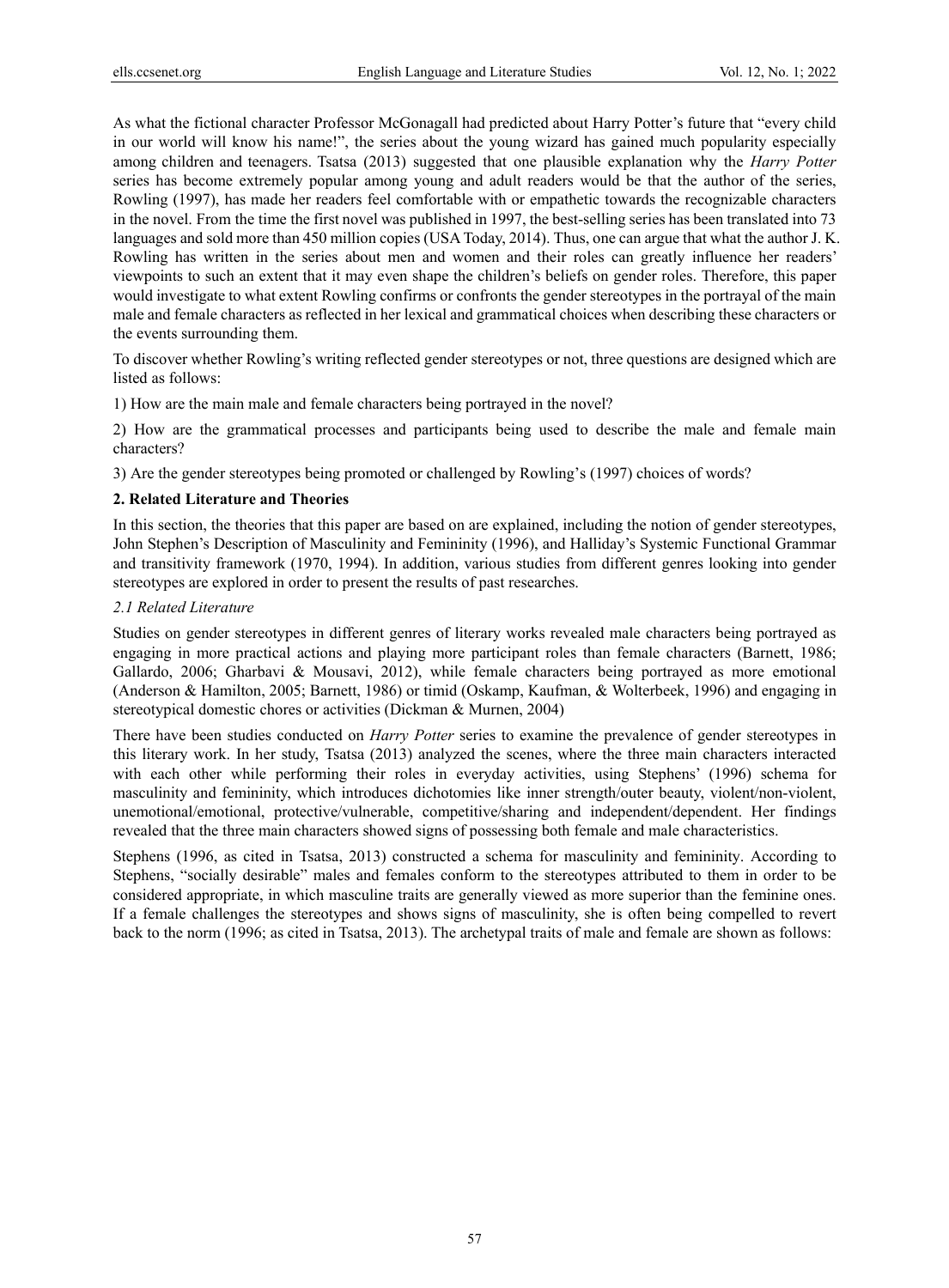As what the fictional character Professor McGonagall had predicted about Harry Potter's future that "every child in our world will know his name!", the series about the young wizard has gained much popularity especially among children and teenagers. Tsatsa (2013) suggested that one plausible explanation why the *Harry Potter* series has become extremely popular among young and adult readers would be that the author of the series, Rowling (1997), has made her readers feel comfortable with or empathetic towards the recognizable characters in the novel. From the time the first novel was published in 1997, the best-selling series has been translated into 73 languages and sold more than 450 million copies (USA Today, 2014). Thus, one can argue that what the author J. K. Rowling has written in the series about men and women and their roles can greatly influence her readers' viewpoints to such an extent that it may even shape the children's beliefs on gender roles. Therefore, this paper would investigate to what extent Rowling confirms or confronts the gender stereotypes in the portrayal of the main male and female characters as reflected in her lexical and grammatical choices when describing these characters or the events surrounding them.

To discover whether Rowling's writing reflected gender stereotypes or not, three questions are designed which are listed as follows:

1) How are the main male and female characters being portrayed in the novel?

2) How are the grammatical processes and participants being used to describe the male and female main characters?

3) Are the gender stereotypes being promoted or challenged by Rowling's (1997) choices of words?

## 2. Related Literature and Theories

In this section, the theories that this paper are based on are explained, including the notion of gender stereotypes, John Stephen's Description of Masculinity and Femininity (1996), and Halliday's Systemic Functional Grammar and transitivity framework (1970, 1994). In addition, various studies from different genres looking into gender stereotypes are explored in order to present the results of past researches.

### *2.1 Related Literature*

Studies on gender stereotypes in different genres of literary works revealed male characters being portrayed as engaging in more practical actions and playing more participant roles than female characters (Barnett, 1986; Gallardo, 2006; Gharbavi & Mousavi, 2012), while female characters being portrayed as more emotional (Anderson & Hamilton, 2005; Barnett, 1986) or timid (Oskamp, Kaufman, & Wolterbeek, 1996) and engaging in stereotypical domestic chores or activities (Dickman & Murnen, 2004)

There have been studies conducted on *Harry Potter* series to examine the prevalence of gender stereotypes in this literary work. In her study, Tsatsa (2013) analyzed the scenes, where the three main characters interacted with each other while performing their roles in everyday activities, using Stephens' (1996) schema for masculinity and femininity, which introduces dichotomies like inner strength/outer beauty, violent/non-violent, unemotional/emotional, protective/vulnerable, competitive/sharing and independent/dependent. Her findings revealed that the three main characters showed signs of possessing both female and male characteristics.

Stephens (1996, as cited in Tsatsa, 2013) constructed a schema for masculinity and femininity. According to Stephens, "socially desirable" males and females conform to the stereotypes attributed to them in order to be considered appropriate, in which masculine traits are generally viewed as more superior than the feminine ones. If a female challenges the stereotypes and shows signs of masculinity, she is often being compelled to revert back to the norm (1996; as cited in Tsatsa, 2013). The archetypal traits of male and female are shown as follows: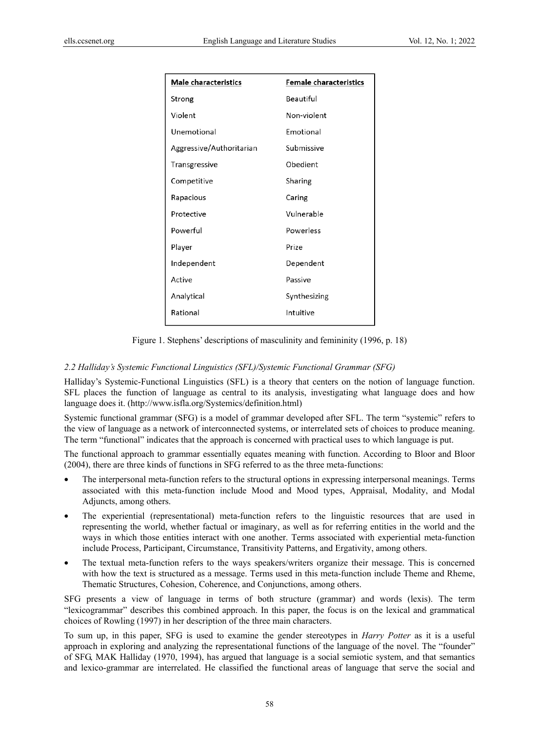| Male characteristics | Female characteristics |
| --- | --- |
| Strong | Beautiful |
| Violent | Non-violent |
| Unemotional | Emotional |
| Aggressive/Authoritarian | Submissive |
| Transgressive | Obedient |
| Competitive | Sharing |
| Rapacious | Caring |
| Protective | Vulnerable |
| Powerful | Powerless |
| Player | Prize |
| Independent | Dependent |
| Active | Passive |
| Analytical | Synthesizing |
| Rational | Intuitive |

Figure 1. Stephens' descriptions of masculinity and femininity (1996, p. 18)

### *2.2 Halliday's Systemic Functional Linguistics (SFL)/Systemic Functional Grammar (SFG)*

Halliday's Systemic-Functional Linguistics (SFL) is a theory that centers on the notion of language function. SFL places the function of language as central to its analysis, investigating what language does and how language does it. (http://www.isfla.org/Systemics/definition.html)

Systemic functional grammar (SFG) is a model of grammar developed after SFL. The term "systemic" refers to the view of language as a network of interconnected systems, or interrelated sets of choices to produce meaning. The term "functional" indicates that the approach is concerned with practical uses to which language is put.

The functional approach to grammar essentially equates meaning with function. According to Bloor and Bloor (2004), there are three kinds of functions in SFG referred to as the three meta-functions:

- The interpersonal meta-function refers to the structural options in expressing interpersonal meanings. Terms associated with this meta-function include Mood and Mood types, Appraisal, Modality, and Modal Adjuncts, among others.
- The experiential (representational) meta-function refers to the linguistic resources that are used in representing the world, whether factual or imaginary, as well as for referring entities in the world and the ways in which those entities interact with one another. Terms associated with experiential meta-function include Process, Participant, Circumstance, Transitivity Patterns, and Ergativity, among others.
- The textual meta-function refers to the ways speakers/writers organize their message. This is concerned with how the text is structured as a message. Terms used in this meta-function include Theme and Rheme, Thematic Structures, Cohesion, Coherence, and Conjunctions, among others.

SFG presents a view of language in terms of both structure (grammar) and words (lexis). The term "lexicogrammar" describes this combined approach. In this paper, the focus is on the lexical and grammatical choices of Rowling (1997) in her description of the three main characters.

To sum up, in this paper, SFG is used to examine the gender stereotypes in *Harry Potter* as it is a useful approach in exploring and analyzing the representational functions of the language of the novel. The "founder" of SFG, MAK Halliday (1970, 1994), has argued that language is a social semiotic system, and that semantics and lexico-grammar are interrelated. He classified the functional areas of language that serve the social and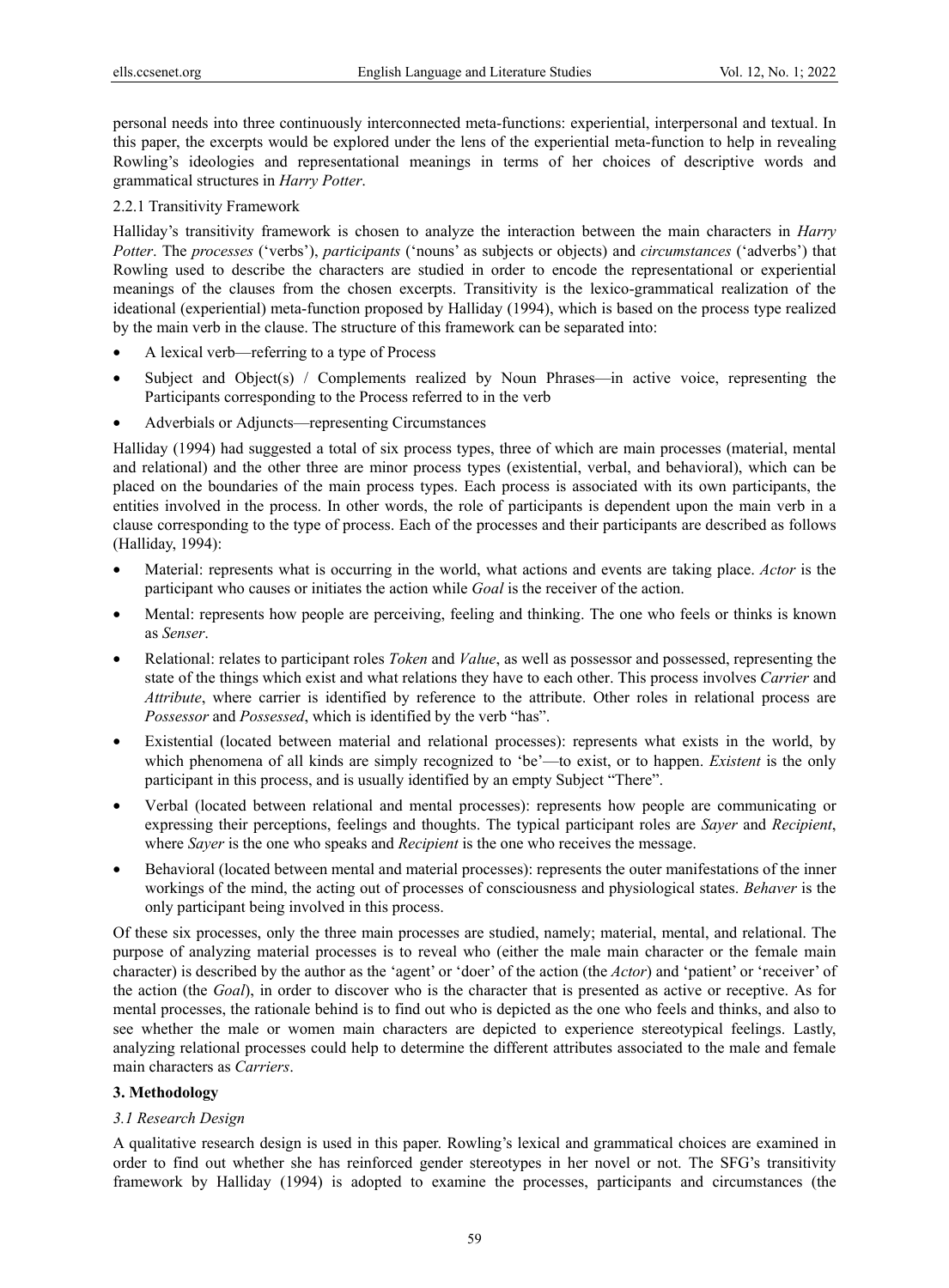personal needs into three continuously interconnected meta-functions: experiential, interpersonal and textual. In this paper, the excerpts would be explored under the lens of the experiential meta-function to help in revealing Rowling's ideologies and representational meanings in terms of her choices of descriptive words and grammatical structures in *Harry Potter*.

#### 2.2.1 Transitivity Framework

Halliday's transitivity framework is chosen to analyze the interaction between the main characters in *Harry Potter*. The *processes* ('verbs'), *participants* ('nouns' as subjects or objects) and *circumstances* ('adverbs') that Rowling used to describe the characters are studied in order to encode the representational or experiential meanings of the clauses from the chosen excerpts. Transitivity is the lexico-grammatical realization of the ideational (experiential) meta-function proposed by Halliday (1994), which is based on the process type realized by the main verb in the clause. The structure of this framework can be separated into:

- A lexical verb—referring to a type of Process
- Subject and Object(s) / Complements realized by Noun Phrases—in active voice, representing the Participants corresponding to the Process referred to in the verb
- Adverbials or Adjuncts—representing Circumstances

Halliday (1994) had suggested a total of six process types, three of which are main processes (material, mental and relational) and the other three are minor process types (existential, verbal, and behavioral), which can be placed on the boundaries of the main process types. Each process is associated with its own participants, the entities involved in the process. In other words, the role of participants is dependent upon the main verb in a clause corresponding to the type of process. Each of the processes and their participants are described as follows (Halliday, 1994):

- Material: represents what is occurring in the world, what actions and events are taking place. *Actor* is the participant who causes or initiates the action while *Goal* is the receiver of the action.
- Mental: represents how people are perceiving, feeling and thinking. The one who feels or thinks is known as *Senser*.
- Relational: relates to participant roles *Token* and *Value*, as well as possessor and possessed, representing the state of the things which exist and what relations they have to each other. This process involves *Carrier* and *Attribute*, where carrier is identified by reference to the attribute. Other roles in relational process are *Possessor* and *Possessed*, which is identified by the verb "has".
- Existential (located between material and relational processes): represents what exists in the world, by which phenomena of all kinds are simply recognized to 'be'—to exist, or to happen. *Existent* is the only participant in this process, and is usually identified by an empty Subject "There".
- Verbal (located between relational and mental processes): represents how people are communicating or expressing their perceptions, feelings and thoughts. The typical participant roles are *Sayer* and *Recipient*, where *Sayer* is the one who speaks and *Recipient* is the one who receives the message.
- Behavioral (located between mental and material processes): represents the outer manifestations of the inner workings of the mind, the acting out of processes of consciousness and physiological states. *Behaver* is the only participant being involved in this process.

Of these six processes, only the three main processes are studied, namely; material, mental, and relational. The purpose of analyzing material processes is to reveal who (either the male main character or the female main character) is described by the author as the 'agent' or 'doer' of the action (the *Actor*) and 'patient' or 'receiver' of the action (the *Goal*), in order to discover who is the character that is presented as active or receptive. As for mental processes, the rationale behind is to find out who is depicted as the one who feels and thinks, and also to see whether the male or women main characters are depicted to experience stereotypical feelings. Lastly, analyzing relational processes could help to determine the different attributes associated to the male and female main characters as *Carriers*.

## 3. Methodology

### *3.1 Research Design*

A qualitative research design is used in this paper. Rowling's lexical and grammatical choices are examined in order to find out whether she has reinforced gender stereotypes in her novel or not. The SFG's transitivity framework by Halliday (1994) is adopted to examine the processes, participants and circumstances (the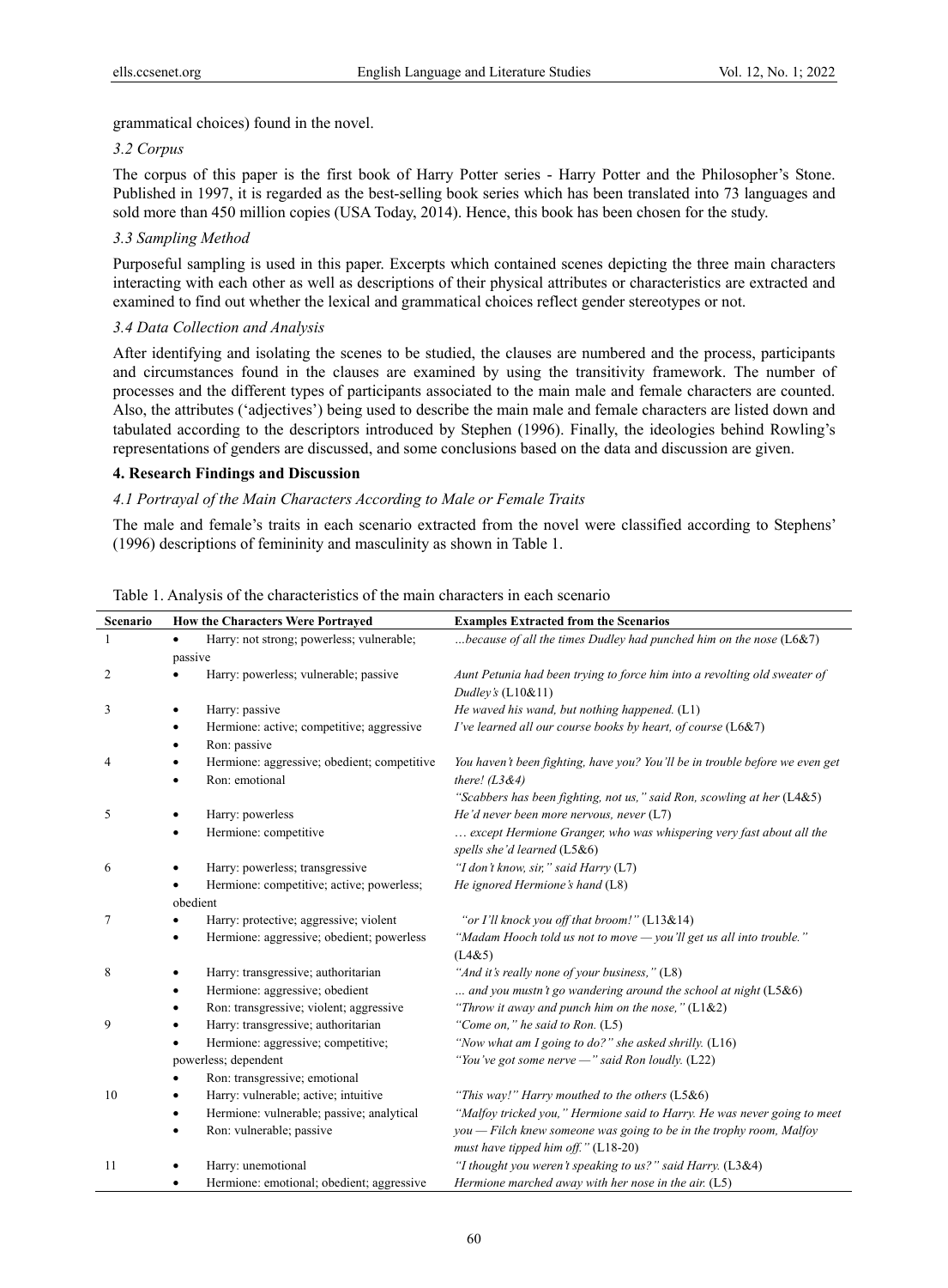grammatical choices) found in the novel.

### 3.2 Corpus

The corpus of this paper is the first book of Harry Potter series - Harry Potter and the Philosopher's Stone. Published in 1997, it is regarded as the best-selling book series which has been translated into 73 languages and sold more than 450 million copies (USA Today, 2014). Hence, this book has been chosen for the study.

### 3.3 Sampling Method

Purposeful sampling is used in this paper. Excerpts which contained scenes depicting the three main characters interacting with each other as well as descriptions of their physical attributes or characteristics are extracted and examined to find out whether the lexical and grammatical choices reflect gender stereotypes or not.

### 3.4 Data Collection and Analysis

After identifying and isolating the scenes to be studied, the clauses are numbered and the process, participants and circumstances found in the clauses are examined by using the transitivity framework. The number of processes and the different types of participants associated to the main male and female characters are counted. Also, the attributes ('adjectives') being used to describe the main male and female characters are listed down and tabulated according to the descriptors introduced by Stephen (1996). Finally, the ideologies behind Rowling's representations of genders are discussed, and some conclusions based on the data and discussion are given.

## 4. Research Findings and Discussion

### 4.1 Portrayal of the Main Characters According to Male or Female Traits

The male and female's traits in each scenario extracted from the novel were classified according to Stephens' (1996) descriptions of femininity and masculinity as shown in Table 1.

Table 1. Analysis of the characteristics of the main characters in each scenario

| Scenario | How the Characters Were Portrayed | Examples Extracted from the Scenarios |
|---|---|---|
| 1 | • Harry: not strong; powerless; vulnerable; passive | *...because of all the times Dudley had punched him on the nose* (L6&7) |
| 2 | • Harry: powerless; vulnerable; passive | *Aunt Petunia had been trying to force him into a revolting old sweater of Dudley's* (L10&11) |
| 3 | • Harry: passive<br>• Hermione: active; competitive; aggressive<br>• Ron: passive | *He waved his wand, but nothing happened.* (L1)<br>*I've learned all our course books by heart, of course* (L6&7) |
| 4 | • Hermione: aggressive; obedient; competitive<br>• Ron: emotional | *You haven't been fighting, have you? You'll be in trouble before we even get there! (L3&4)*<br>*"Scabbers has been fighting, not us," said Ron, scowling at her* (L4&5) |
| 5 | • Harry: powerless<br>• Hermione: competitive | *He'd never been more nervous, never* (L7)<br>*… except Hermione Granger, who was whispering very fast about all the spells she'd learned* (L5&6) |
| 6 | • Harry: powerless; transgressive<br>• Hermione: competitive; active; powerless; obedient | *"I don't know, sir," said Harry* (L7)<br>*He ignored Hermione's hand* (L8) |
| 7 | • Harry: protective; aggressive; violent<br>• Hermione: aggressive; obedient; powerless | *"or I'll knock you off that broom!"* (L13&14)<br>*"Madam Hooch told us not to move — you'll get us all into trouble."* (L4&5) |
| 8 | • Harry: transgressive; authoritarian<br>• Hermione: aggressive; obedient<br>• Ron: transgressive; violent; aggressive | *"And it's really none of your business,"* (L8)<br>*... and you mustn't go wandering around the school at night* (L5&6)<br>*"Throw it away and punch him on the nose,"* (L1&2) |
| 9 | • Harry: transgressive; authoritarian<br>• Hermione: aggressive; competitive; powerless; dependent<br>• Ron: transgressive; emotional | *"Come on," he said to Ron.* (L5)<br>*"Now what am I going to do?" she asked shrilly.* (L16)<br>*"You've got some nerve —" said Ron loudly.* (L22) |
| 10 | • Harry: vulnerable; active; intuitive<br>• Hermione: vulnerable; passive; analytical<br>• Ron: vulnerable; passive | *"This way!" Harry mouthed to the others* (L5&6)<br>*"Malfoy tricked you," Hermione said to Harry. He was never going to meet you — Filch knew someone was going to be in the trophy room, Malfoy must have tipped him off."* (L18-20) |
| 11 | • Harry: unemotional<br>• Hermione: emotional; obedient; aggressive | *"I thought you weren't speaking to us?" said Harry.* (L3&4)<br>*Hermione marched away with her nose in the air.* (L5) |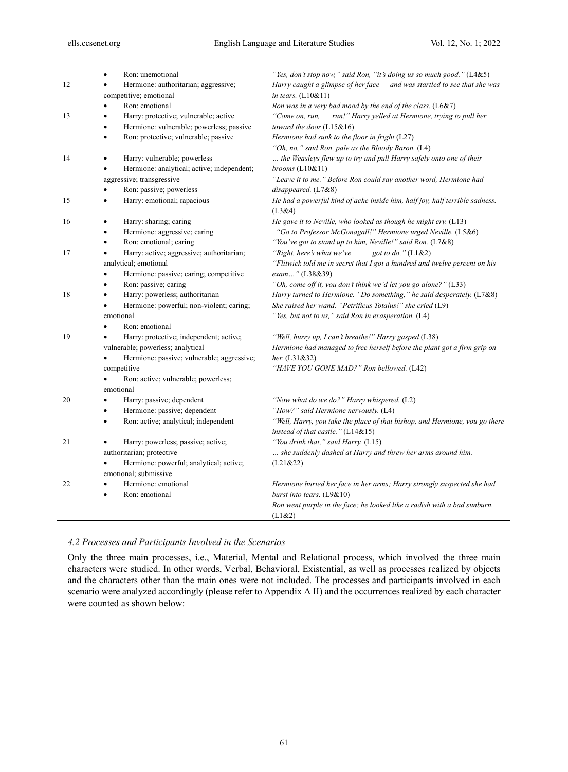| | | |
|---|---|---|
| | • Ron: unemotional | *"Yes, don't stop now," said Ron, "it's doing us so much good."* (L4&5) |
| 12 | • Hermione: authoritarian; aggressive; competitive; emotional<br>• Ron: emotional | *Harry caught a glimpse of her face — and was startled to see that she was in tears.* (L10&11)<br>*Ron was in a very bad mood by the end of the class.* (L6&7) |
| 13 | • Harry: protective; vulnerable; active<br>• Hermione: vulnerable; powerless; passive<br>• Ron: protective; vulnerable; passive | *"Come on, run, run!" Harry yelled at Hermione, trying to pull her toward the door* (L15&16)<br>*Hermione had sunk to the floor in fright* (L27)<br>*"Oh, no," said Ron, pale as the Bloody Baron.* (L4) |
| 14 | • Harry: vulnerable; powerless<br>• Hermione: analytical; active; independent; aggressive; transgressive<br>• Ron: passive; powerless | *… the Weasleys flew up to try and pull Harry safely onto one of their brooms* (L10&11)<br>*"Leave it to me." Before Ron could say another word, Hermione had disappeared.* (L7&8) |
| 15 | • Harry: emotional; rapacious | *He had a powerful kind of ache inside him, half joy, half terrible sadness.* (L3&4) |
| 16 | • Harry: sharing; caring<br>• Hermione: aggressive; caring<br>• Ron: emotional; caring | *He gave it to Neville, who looked as though he might cry.* (L13)<br>*"Go to Professor McGonagall!" Hermione urged Neville.* (L5&6)<br>*"You've got to stand up to him, Neville!" said Ron.* (L7&8) |
| 17 | • Harry: active; aggressive; authoritarian; analytical; emotional<br>• Hermione: passive; caring; competitive<br>• Ron: passive; caring | *"Right, here's what we've got to do,"* (L1&2)<br>*"Flitwick told me in secret that I got a hundred and twelve percent on his exam…"* (L38&39)<br>*"Oh, come off it, you don't think we'd let you go alone?"* (L33) |
| 18 | • Harry: powerless; authoritarian<br>• Hermione: powerful; non-violent; caring; emotional<br>• Ron: emotional | *Harry turned to Hermione. "Do something," he said desperately.* (L7&8)<br>*She raised her wand. "Petrificus Totalus!" she cried* (L9)<br>*"Yes, but not to us," said Ron in exasperation.* (L4) |
| 19 | • Harry: protective; independent; active; vulnerable; powerless; analytical<br>• Hermione: passive; vulnerable; aggressive; competitive<br>• Ron: active; vulnerable; powerless; emotional | *"Well, hurry up, I can't breathe!" Harry gasped* (L38)<br>*Hermione had managed to free herself before the plant got a firm grip on her.* (L31&32)<br>*"HAVE YOU GONE MAD?" Ron bellowed.* (L42) |
| 20 | • Harry: passive; dependent<br>• Hermione: passive; dependent<br>• Ron: active; analytical; independent | *"Now what do we do?" Harry whispered.* (L2)<br>*"How?" said Hermione nervously.* (L4)<br>*"Well, Harry, you take the place of that bishop, and Hermione, you go there instead of that castle."* (L14&15) |
| 21 | • Harry: powerless; passive; active; authoritarian; protective<br>• Hermione: powerful; analytical; active; emotional; submissive | *"You drink that," said Harry.* (L15)<br>*… she suddenly dashed at Harry and threw her arms around him.* (L21&22) |
| 22 | • Hermione: emotional<br>• Ron: emotional | *Hermione buried her face in her arms; Harry strongly suspected she had burst into tears.* (L9&10)<br>*Ron went purple in the face; he looked like a radish with a bad sunburn.* (L1&2) |

### 4.2 Processes and Participants Involved in the Scenarios

Only the three main processes, i.e., Material, Mental and Relational process, which involved the three main characters were studied. In other words, Verbal, Behavioral, Existential, as well as processes realized by objects and the characters other than the main ones were not included. The processes and participants involved in each scenario were analyzed accordingly (please refer to Appendix A II) and the occurrences realized by each character were counted as shown below: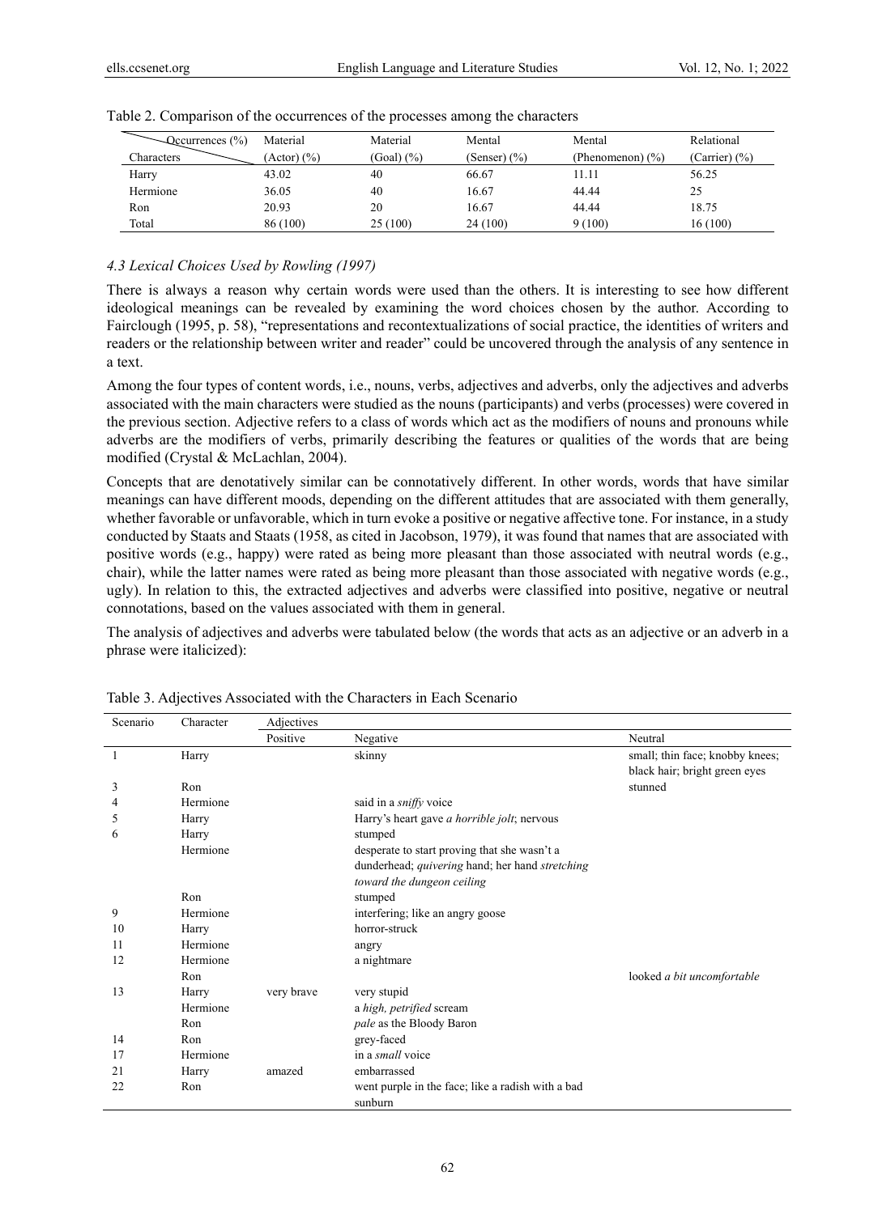Table 2. Comparison of the occurrences of the processes among the characters

| Characters \ Occurrences (%) | Material (Actor) (%) | Material (Goal) (%) | Mental (Senser) (%) | Mental (Phenomenon) (%) | Relational (Carrier) (%) |
|---|---|---|---|---|---|
| Harry | 43.02 | 40 | 66.67 | 11.11 | 56.25 |
| Hermione | 36.05 | 40 | 16.67 | 44.44 | 25 |
| Ron | 20.93 | 20 | 16.67 | 44.44 | 18.75 |
| Total | 86 (100) | 25 (100) | 24 (100) | 9 (100) | 16 (100) |

### *4.3 Lexical Choices Used by Rowling (1997)*

There is always a reason why certain words were used than the others. It is interesting to see how different ideological meanings can be revealed by examining the word choices chosen by the author. According to Fairclough (1995, p. 58), "representations and recontextualizations of social practice, the identities of writers and readers or the relationship between writer and reader" could be uncovered through the analysis of any sentence in a text.

Among the four types of content words, i.e., nouns, verbs, adjectives and adverbs, only the adjectives and adverbs associated with the main characters were studied as the nouns (participants) and verbs (processes) were covered in the previous section. Adjective refers to a class of words which act as the modifiers of nouns and pronouns while adverbs are the modifiers of verbs, primarily describing the features or qualities of the words that are being modified (Crystal & McLachlan, 2004).

Concepts that are denotatively similar can be connotatively different. In other words, words that have similar meanings can have different moods, depending on the different attitudes that are associated with them generally, whether favorable or unfavorable, which in turn evoke a positive or negative affective tone. For instance, in a study conducted by Staats and Staats (1958, as cited in Jacobson, 1979), it was found that names that are associated with positive words (e.g., happy) were rated as being more pleasant than those associated with neutral words (e.g., chair), while the latter names were rated as being more pleasant than those associated with negative words (e.g., ugly). In relation to this, the extracted adjectives and adverbs were classified into positive, negative or neutral connotations, based on the values associated with them in general.

The analysis of adjectives and adverbs were tabulated below (the words that acts as an adjective or an adverb in a phrase were italicized):

Table 3. Adjectives Associated with the Characters in Each Scenario

| Scenario | Character | Adjectives | | |
|---|---|---|---|---|
| | | Positive | Negative | Neutral |
| 1 | Harry | | skinny | small; thin face; knobby knees; black hair; bright green eyes |
| 3 | Ron | | | stunned |
| 4 | Hermione | | said in a *sniffy* voice | |
| 5 | Harry | | Harry's heart gave *a horrible jolt*; nervous | |
| 6 | Harry | | stumped | |
| | Hermione | | desperate to start proving that she wasn't a dunderhead; *quivering* hand; her hand *stretching toward the dungeon ceiling* | |
| | Ron | | stumped | |
| 9 | Hermione | | interfering; like an angry goose | |
| 10 | Harry | | horror-struck | |
| 11 | Hermione | | angry | |
| 12 | Hermione | | a nightmare | |
| | Ron | | | looked *a bit uncomfortable* |
| 13 | Harry | very brave | very stupid | |
| | Hermione | | a *high, petrified* scream | |
| | Ron | | *pale* as the Bloody Baron | |
| 14 | Ron | | grey-faced | |
| 17 | Hermione | | in a *small* voice | |
| 21 | Harry | amazed | embarrassed | |
| 22 | Ron | | went purple in the face; like a radish with a bad sunburn | |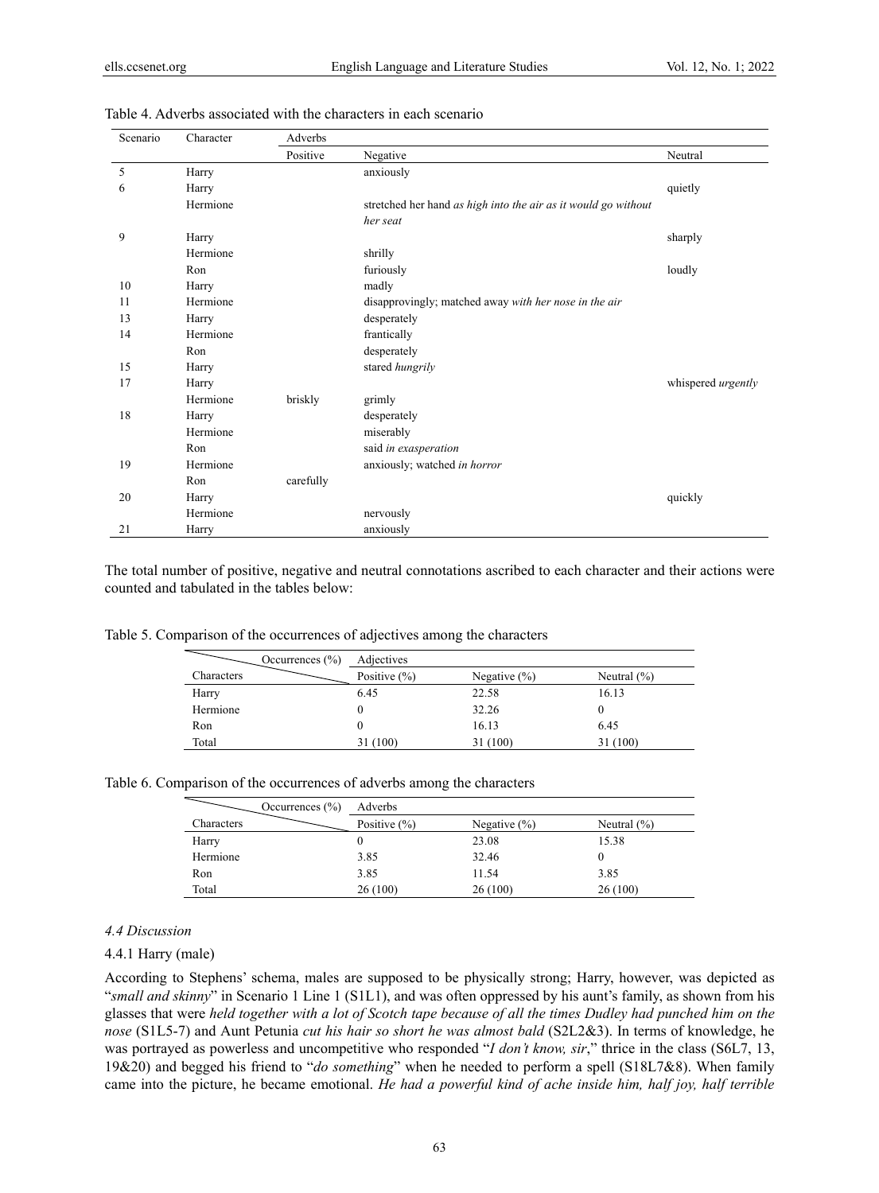Table 4. Adverbs associated with the characters in each scenario

| Scenario | Character | Adverbs | | |
|---|---|---|---|---|
| | | Positive | Negative | Neutral |
| 5 | Harry | | anxiously | |
| 6 | Harry | | | quietly |
| | Hermione | | stretched her hand *as high into the air as it would go without her seat* | |
| 9 | Harry | | | sharply |
| | Hermione | | shrilly | |
| | Ron | | furiously | loudly |
| 10 | Harry | | madly | |
| 11 | Hermione | | disapprovingly; matched away *with her nose in the air* | |
| 13 | Harry | | desperately | |
| 14 | Hermione | | frantically | |
| | Ron | | desperately | |
| 15 | Harry | | stared *hungrily* | |
| 17 | Harry | | | whispered *urgently* |
| | Hermione | briskly | grimly | |
| 18 | Harry | | desperately | |
| | Hermione | | miserably | |
| | Ron | | said *in exasperation* | |
| 19 | Hermione | | anxiously; watched *in horror* | |
| | Ron | carefully | | |
| 20 | Harry | | | quickly |
| | Hermione | | nervously | |
| 21 | Harry | | anxiously | |

The total number of positive, negative and neutral connotations ascribed to each character and their actions were counted and tabulated in the tables below:

Table 5. Comparison of the occurrences of adjectives among the characters

| Characters \ Occurrences (%) | Adjectives | | |
|---|---|---|---|
| | Positive (%) | Negative (%) | Neutral (%) |
| Harry | 6.45 | 22.58 | 16.13 |
| Hermione | 0 | 32.26 | 0 |
| Ron | 0 | 16.13 | 6.45 |
| Total | 31 (100) | 31 (100) | 31 (100) |

Table 6. Comparison of the occurrences of adverbs among the characters

| Characters \ Occurrences (%) | Adverbs | | |
|---|---|---|---|
| | Positive (%) | Negative (%) | Neutral (%) |
| Harry | 0 | 23.08 | 15.38 |
| Hermione | 3.85 | 32.46 | 0 |
| Ron | 3.85 | 11.54 | 3.85 |
| Total | 26 (100) | 26 (100) | 26 (100) |

### *4.4 Discussion*

#### 4.4.1 Harry (male)

According to Stephens' schema, males are supposed to be physically strong; Harry, however, was depicted as "*small and skinny*" in Scenario 1 Line 1 (S1L1), and was often oppressed by his aunt's family, as shown from his glasses that were *held together with a lot of Scotch tape because of all the times Dudley had punched him on the nose* (S1L5-7) and Aunt Petunia *cut his hair so short he was almost bald* (S2L2&3). In terms of knowledge, he was portrayed as powerless and uncompetitive who responded "*I don't know, sir*," thrice in the class (S6L7, 13, 19&20) and begged his friend to "*do something*" when he needed to perform a spell (S18L7&8). When family came into the picture, he became emotional. *He had a powerful kind of ache inside him, half joy, half terrible*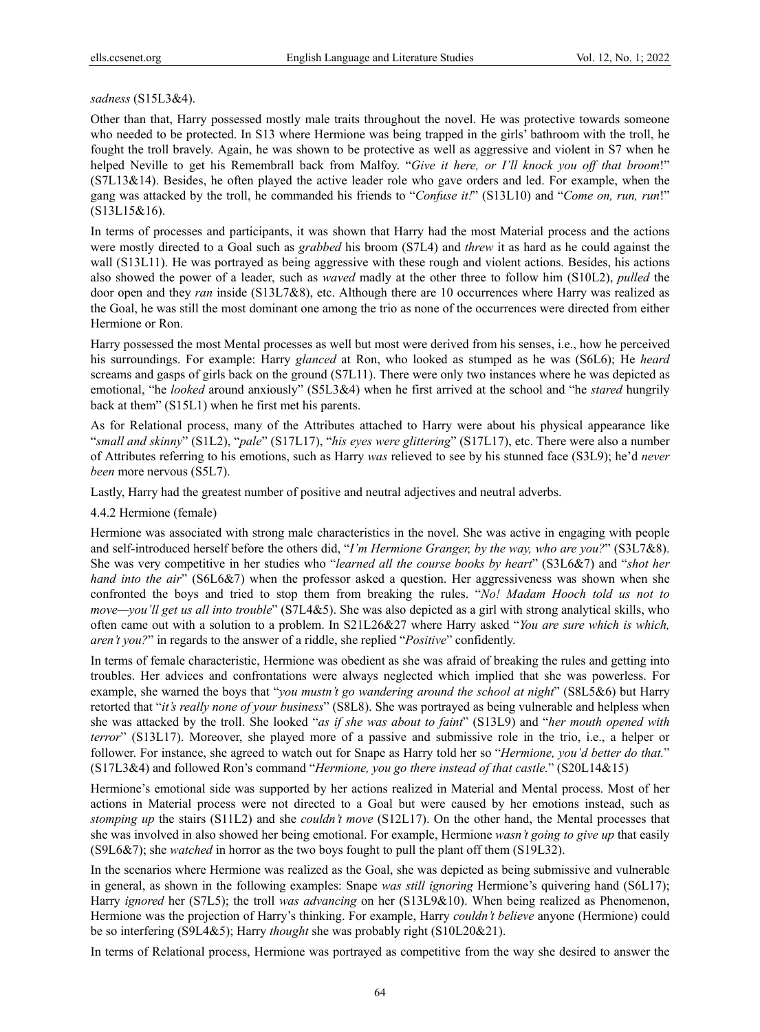*sadness* (S15L3&4).

Other than that, Harry possessed mostly male traits throughout the novel. He was protective towards someone who needed to be protected. In S13 where Hermione was being trapped in the girls' bathroom with the troll, he fought the troll bravely. Again, he was shown to be protective as well as aggressive and violent in S7 when he helped Neville to get his Remembrall back from Malfoy. "*Give it here, or I'll knock you off that broom*!" (S7L13&14). Besides, he often played the active leader role who gave orders and led. For example, when the gang was attacked by the troll, he commanded his friends to "*Confuse it!*" (S13L10) and "*Come on, run, run*!" (S13L15&16).

In terms of processes and participants, it was shown that Harry had the most Material process and the actions were mostly directed to a Goal such as *grabbed* his broom (S7L4) and *threw* it as hard as he could against the wall (S13L11). He was portrayed as being aggressive with these rough and violent actions. Besides, his actions also showed the power of a leader, such as *waved* madly at the other three to follow him (S10L2), *pulled* the door open and they *ran* inside (S13L7&8), etc. Although there are 10 occurrences where Harry was realized as the Goal, he was still the most dominant one among the trio as none of the occurrences were directed from either Hermione or Ron.

Harry possessed the most Mental processes as well but most were derived from his senses, i.e., how he perceived his surroundings. For example: Harry *glanced* at Ron, who looked as stumped as he was (S6L6); He *heard* screams and gasps of girls back on the ground (S7L11). There were only two instances where he was depicted as emotional, "he *looked* around anxiously" (S5L3&4) when he first arrived at the school and "he *stared* hungrily back at them" (S15L1) when he first met his parents.

As for Relational process, many of the Attributes attached to Harry were about his physical appearance like "*small and skinny*" (S1L2), "*pale*" (S17L17), "*his eyes were glittering*" (S17L17), etc. There were also a number of Attributes referring to his emotions, such as Harry *was* relieved to see by his stunned face (S3L9); he'd *never been* more nervous (S5L7).

Lastly, Harry had the greatest number of positive and neutral adjectives and neutral adverbs.

#### 4.4.2 Hermione (female)

Hermione was associated with strong male characteristics in the novel. She was active in engaging with people and self-introduced herself before the others did, "*I'm Hermione Granger, by the way, who are you?*" (S3L7&8). She was very competitive in her studies who "*learned all the course books by heart*" (S3L6&7) and "*shot her hand into the air*" (S6L6&7) when the professor asked a question. Her aggressiveness was shown when she confronted the boys and tried to stop them from breaking the rules. "*No! Madam Hooch told us not to move—you'll get us all into trouble*" (S7L4&5). She was also depicted as a girl with strong analytical skills, who often came out with a solution to a problem. In S21L26&27 where Harry asked "*You are sure which is which, aren't you?*" in regards to the answer of a riddle, she replied "*Positive*" confidently.

In terms of female characteristic, Hermione was obedient as she was afraid of breaking the rules and getting into troubles. Her advices and confrontations were always neglected which implied that she was powerless. For example, she warned the boys that "*you mustn't go wandering around the school at night*" (S8L5&6) but Harry retorted that "*it's really none of your business*" (S8L8). She was portrayed as being vulnerable and helpless when she was attacked by the troll. She looked "*as if she was about to faint*" (S13L9) and "*her mouth opened with terror*" (S13L17). Moreover, she played more of a passive and submissive role in the trio, i.e., a helper or follower. For instance, she agreed to watch out for Snape as Harry told her so "*Hermione, you'd better do that.*" (S17L3&4) and followed Ron's command "*Hermione, you go there instead of that castle.*" (S20L14&15)

Hermione's emotional side was supported by her actions realized in Material and Mental process. Most of her actions in Material process were not directed to a Goal but were caused by her emotions instead, such as *stomping up* the stairs (S11L2) and she *couldn't move* (S12L17). On the other hand, the Mental processes that she was involved in also showed her being emotional. For example, Hermione *wasn't going to give up* that easily (S9L6&7); she *watched* in horror as the two boys fought to pull the plant off them (S19L32).

In the scenarios where Hermione was realized as the Goal, she was depicted as being submissive and vulnerable in general, as shown in the following examples: Snape *was still ignoring* Hermione's quivering hand (S6L17); Harry *ignored* her (S7L5); the troll *was advancing* on her (S13L9&10). When being realized as Phenomenon, Hermione was the projection of Harry's thinking. For example, Harry *couldn't believe* anyone (Hermione) could be so interfering (S9L4&5); Harry *thought* she was probably right (S10L20&21).

In terms of Relational process, Hermione was portrayed as competitive from the way she desired to answer the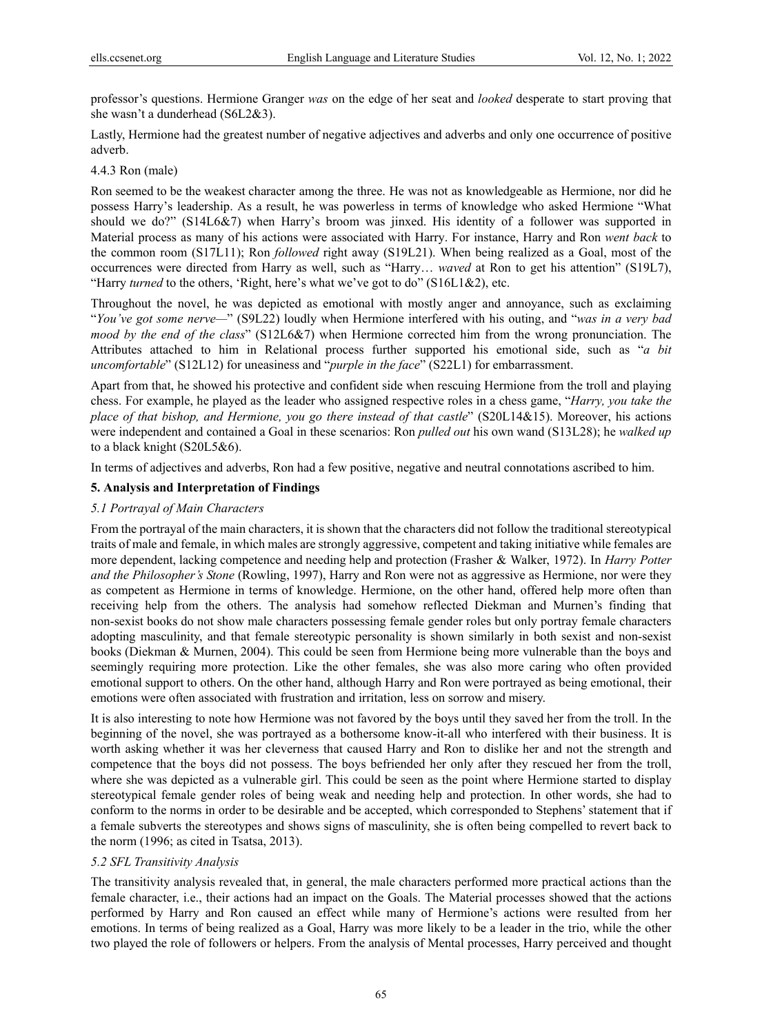professor's questions. Hermione Granger *was* on the edge of her seat and *looked* desperate to start proving that she wasn't a dunderhead (S6L2&3).

Lastly, Hermione had the greatest number of negative adjectives and adverbs and only one occurrence of positive adverb.

#### 4.4.3 Ron (male)

Ron seemed to be the weakest character among the three. He was not as knowledgeable as Hermione, nor did he possess Harry's leadership. As a result, he was powerless in terms of knowledge who asked Hermione "What should we do?" (S14L6&7) when Harry's broom was jinxed. His identity of a follower was supported in Material process as many of his actions were associated with Harry. For instance, Harry and Ron *went back* to the common room (S17L11); Ron *followed* right away (S19L21). When being realized as a Goal, most of the occurrences were directed from Harry as well, such as "Harry… *waved* at Ron to get his attention" (S19L7), "Harry *turned* to the others, 'Right, here's what we've got to do" (S16L1&2), etc.

Throughout the novel, he was depicted as emotional with mostly anger and annoyance, such as exclaiming "*You've got some nerve—*" (S9L22) loudly when Hermione interfered with his outing, and "*was in a very bad mood by the end of the class*" (S12L6&7) when Hermione corrected him from the wrong pronunciation. The Attributes attached to him in Relational process further supported his emotional side, such as "*a bit uncomfortable*" (S12L12) for uneasiness and "*purple in the face*" (S22L1) for embarrassment.

Apart from that, he showed his protective and confident side when rescuing Hermione from the troll and playing chess. For example, he played as the leader who assigned respective roles in a chess game, "*Harry, you take the place of that bishop, and Hermione, you go there instead of that castle*" (S20L14&15). Moreover, his actions were independent and contained a Goal in these scenarios: Ron *pulled out* his own wand (S13L28); he *walked up* to a black knight (S20L5&6).

In terms of adjectives and adverbs, Ron had a few positive, negative and neutral connotations ascribed to him.

## 5. Analysis and Interpretation of Findings

### *5.1 Portrayal of Main Characters*

From the portrayal of the main characters, it is shown that the characters did not follow the traditional stereotypical traits of male and female, in which males are strongly aggressive, competent and taking initiative while females are more dependent, lacking competence and needing help and protection (Frasher & Walker, 1972). In *Harry Potter and the Philosopher's Stone* (Rowling, 1997), Harry and Ron were not as aggressive as Hermione, nor were they as competent as Hermione in terms of knowledge. Hermione, on the other hand, offered help more often than receiving help from the others. The analysis had somehow reflected Diekman and Murnen's finding that non-sexist books do not show male characters possessing female gender roles but only portray female characters adopting masculinity, and that female stereotypic personality is shown similarly in both sexist and non-sexist books (Diekman & Murnen, 2004). This could be seen from Hermione being more vulnerable than the boys and seemingly requiring more protection. Like the other females, she was also more caring who often provided emotional support to others. On the other hand, although Harry and Ron were portrayed as being emotional, their emotions were often associated with frustration and irritation, less on sorrow and misery.

It is also interesting to note how Hermione was not favored by the boys until they saved her from the troll. In the beginning of the novel, she was portrayed as a bothersome know-it-all who interfered with their business. It is worth asking whether it was her cleverness that caused Harry and Ron to dislike her and not the strength and competence that the boys did not possess. The boys befriended her only after they rescued her from the troll, where she was depicted as a vulnerable girl. This could be seen as the point where Hermione started to display stereotypical female gender roles of being weak and needing help and protection. In other words, she had to conform to the norms in order to be desirable and be accepted, which corresponded to Stephens' statement that if a female subverts the stereotypes and shows signs of masculinity, she is often being compelled to revert back to the norm (1996; as cited in Tsatsa, 2013).

### *5.2 SFL Transitivity Analysis*

The transitivity analysis revealed that, in general, the male characters performed more practical actions than the female character, i.e., their actions had an impact on the Goals. The Material processes showed that the actions performed by Harry and Ron caused an effect while many of Hermione's actions were resulted from her emotions. In terms of being realized as a Goal, Harry was more likely to be a leader in the trio, while the other two played the role of followers or helpers. From the analysis of Mental processes, Harry perceived and thought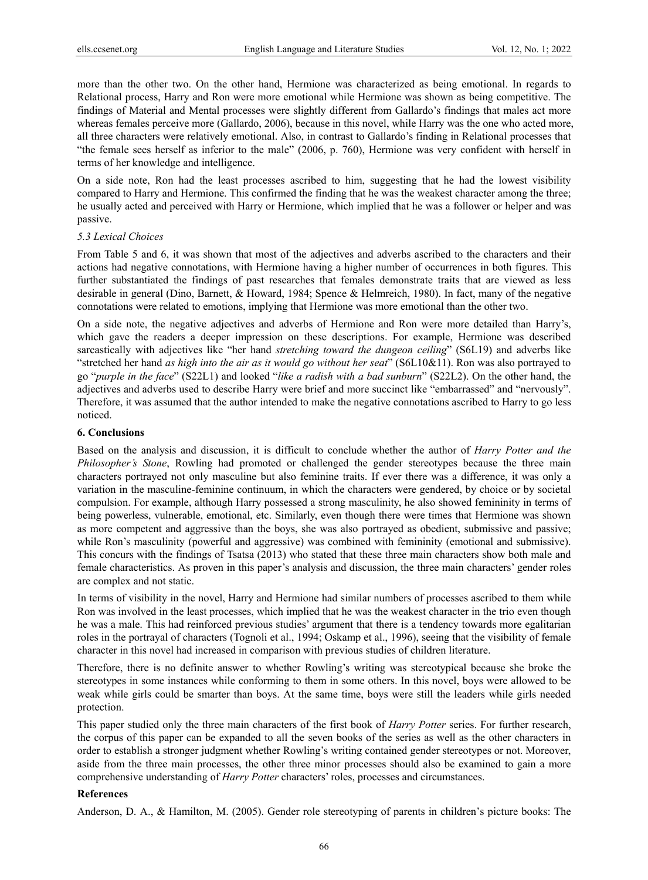more than the other two. On the other hand, Hermione was characterized as being emotional. In regards to Relational process, Harry and Ron were more emotional while Hermione was shown as being competitive. The findings of Material and Mental processes were slightly different from Gallardo's findings that males act more whereas females perceive more (Gallardo, 2006), because in this novel, while Harry was the one who acted more, all three characters were relatively emotional. Also, in contrast to Gallardo's finding in Relational processes that "the female sees herself as inferior to the male" (2006, p. 760), Hermione was very confident with herself in terms of her knowledge and intelligence.

On a side note, Ron had the least processes ascribed to him, suggesting that he had the lowest visibility compared to Harry and Hermione. This confirmed the finding that he was the weakest character among the three; he usually acted and perceived with Harry or Hermione, which implied that he was a follower or helper and was passive.

### *5.3 Lexical Choices*

From Table 5 and 6, it was shown that most of the adjectives and adverbs ascribed to the characters and their actions had negative connotations, with Hermione having a higher number of occurrences in both figures. This further substantiated the findings of past researches that females demonstrate traits that are viewed as less desirable in general (Dino, Barnett, & Howard, 1984; Spence & Helmreich, 1980). In fact, many of the negative connotations were related to emotions, implying that Hermione was more emotional than the other two.

On a side note, the negative adjectives and adverbs of Hermione and Ron were more detailed than Harry's, which gave the readers a deeper impression on these descriptions. For example, Hermione was described sarcastically with adjectives like "her hand *stretching toward the dungeon ceiling*" (S6L19) and adverbs like "stretched her hand *as high into the air as it would go without her seat*" (S6L10&11). Ron was also portrayed to go "*purple in the face*" (S22L1) and looked "*like a radish with a bad sunburn*" (S22L2). On the other hand, the adjectives and adverbs used to describe Harry were brief and more succinct like "embarrassed" and "nervously". Therefore, it was assumed that the author intended to make the negative connotations ascribed to Harry to go less noticed.

## **6. Conclusions**

Based on the analysis and discussion, it is difficult to conclude whether the author of *Harry Potter and the Philosopher's Stone*, Rowling had promoted or challenged the gender stereotypes because the three main characters portrayed not only masculine but also feminine traits. If ever there was a difference, it was only a variation in the masculine-feminine continuum, in which the characters were gendered, by choice or by societal compulsion. For example, although Harry possessed a strong masculinity, he also showed femininity in terms of being powerless, vulnerable, emotional, etc. Similarly, even though there were times that Hermione was shown as more competent and aggressive than the boys, she was also portrayed as obedient, submissive and passive; while Ron's masculinity (powerful and aggressive) was combined with femininity (emotional and submissive). This concurs with the findings of Tsatsa (2013) who stated that these three main characters show both male and female characteristics. As proven in this paper's analysis and discussion, the three main characters' gender roles are complex and not static.

In terms of visibility in the novel, Harry and Hermione had similar numbers of processes ascribed to them while Ron was involved in the least processes, which implied that he was the weakest character in the trio even though he was a male. This had reinforced previous studies' argument that there is a tendency towards more egalitarian roles in the portrayal of characters (Tognoli et al., 1994; Oskamp et al., 1996), seeing that the visibility of female character in this novel had increased in comparison with previous studies of children literature.

Therefore, there is no definite answer to whether Rowling's writing was stereotypical because she broke the stereotypes in some instances while conforming to them in some others. In this novel, boys were allowed to be weak while girls could be smarter than boys. At the same time, boys were still the leaders while girls needed protection.

This paper studied only the three main characters of the first book of *Harry Potter* series. For further research, the corpus of this paper can be expanded to all the seven books of the series as well as the other characters in order to establish a stronger judgment whether Rowling's writing contained gender stereotypes or not. Moreover, aside from the three main processes, the other three minor processes should also be examined to gain a more comprehensive understanding of *Harry Potter* characters' roles, processes and circumstances.

## **References**

Anderson, D. A., & Hamilton, M. (2005). Gender role stereotyping of parents in children's picture books: The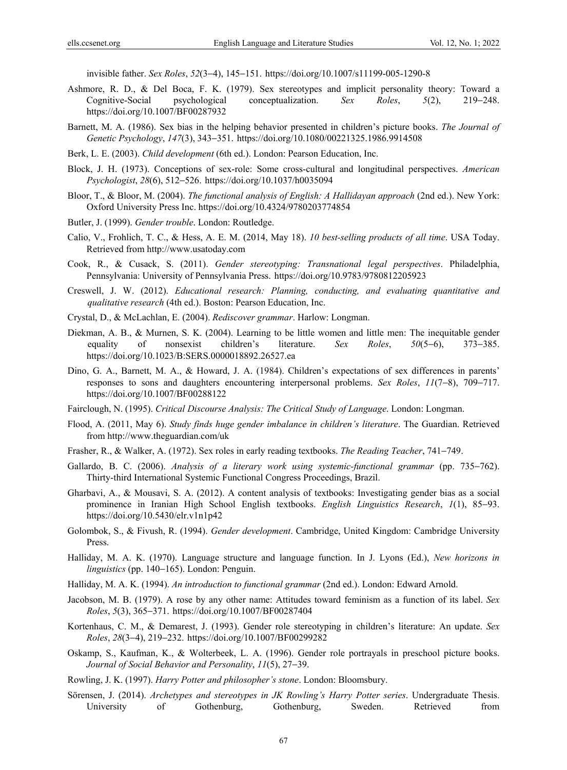invisible father. *Sex Roles*, *52*(3–4), 145–151. https://doi.org/10.1007/s11199-005-1290-8

Ashmore, R. D., & Del Boca, F. K. (1979). Sex stereotypes and implicit personality theory: Toward a Cognitive-Social psychological conceptualization. *Sex Roles*, *5*(2), 219–248. https://doi.org/10.1007/BF00287932

Barnett, M. A. (1986). Sex bias in the helping behavior presented in children's picture books. *The Journal of Genetic Psychology*, *147*(3), 343–351. https://doi.org/10.1080/00221325.1986.9914508

Berk, L. E. (2003). *Child development* (6th ed.). London: Pearson Education, Inc.

Block, J. H. (1973). Conceptions of sex-role: Some cross-cultural and longitudinal perspectives. *American Psychologist*, *28*(6), 512–526. https://doi.org/10.1037/h0035094

Bloor, T., & Bloor, M. (2004). *The functional analysis of English: A Hallidayan approach* (2nd ed.). New York: Oxford University Press Inc. https://doi.org/10.4324/9780203774854

Butler, J. (1999). *Gender trouble*. London: Routledge.

Calio, V., Frohlich, T. C., & Hess, A. E. M. (2014, May 18). *10 best-selling products of all time*. USA Today. Retrieved from http://www.usatoday.com

Cook, R., & Cusack, S. (2011). *Gender stereotyping: Transnational legal perspectives*. Philadelphia, Pennsylvania: University of Pennsylvania Press. https://doi.org/10.9783/9780812205923

Creswell, J. W. (2012). *Educational research: Planning, conducting, and evaluating quantitative and qualitative research* (4th ed.). Boston: Pearson Education, Inc.

Crystal, D., & McLachlan, E. (2004). *Rediscover grammar*. Harlow: Longman.

Diekman, A. B., & Murnen, S. K. (2004). Learning to be little women and little men: The inequitable gender equality of nonsexist children's literature. *Sex Roles*, *50*(5–6), 373–385. https://doi.org/10.1023/B:SERS.0000018892.26527.ea

Dino, G. A., Barnett, M. A., & Howard, J. A. (1984). Children's expectations of sex differences in parents' responses to sons and daughters encountering interpersonal problems. *Sex Roles*, *11*(7–8), 709–717. https://doi.org/10.1007/BF00288122

Fairclough, N. (1995). *Critical Discourse Analysis: The Critical Study of Language*. London: Longman.

Flood, A. (2011, May 6). *Study finds huge gender imbalance in children's literature*. The Guardian. Retrieved from http://www.theguardian.com/uk

Frasher, R., & Walker, A. (1972). Sex roles in early reading textbooks. *The Reading Teacher*, 741–749.

Gallardo, B. C. (2006). *Analysis of a literary work using systemic-functional grammar* (pp. 735–762). Thirty-third International Systemic Functional Congress Proceedings, Brazil.

Gharbavi, A., & Mousavi, S. A. (2012). A content analysis of textbooks: Investigating gender bias as a social prominence in Iranian High School English textbooks. *English Linguistics Research*, *1*(1), 85–93. https://doi.org/10.5430/elr.v1n1p42

Golombok, S., & Fivush, R. (1994). *Gender development*. Cambridge, United Kingdom: Cambridge University Press.

Halliday, M. A. K. (1970). Language structure and language function. In J. Lyons (Ed.), *New horizons in linguistics* (pp. 140–165). London: Penguin.

Halliday, M. A. K. (1994). *An introduction to functional grammar* (2nd ed.). London: Edward Arnold.

Jacobson, M. B. (1979). A rose by any other name: Attitudes toward feminism as a function of its label. *Sex Roles*, *5*(3), 365–371. https://doi.org/10.1007/BF00287404

Kortenhaus, C. M., & Demarest, J. (1993). Gender role stereotyping in children's literature: An update. *Sex Roles*, *28*(3–4), 219–232. https://doi.org/10.1007/BF00299282

Oskamp, S., Kaufman, K., & Wolterbeek, L. A. (1996). Gender role portrayals in preschool picture books. *Journal of Social Behavior and Personality*, *11*(5), 27–39.

Rowling, J. K. (1997). *Harry Potter and philosopher's stone*. London: Bloomsbury.

Sörensen, J. (2014). *Archetypes and stereotypes in JK Rowling's Harry Potter series*. Undergraduate Thesis. University of Gothenburg, Gothenburg, Sweden. Retrieved from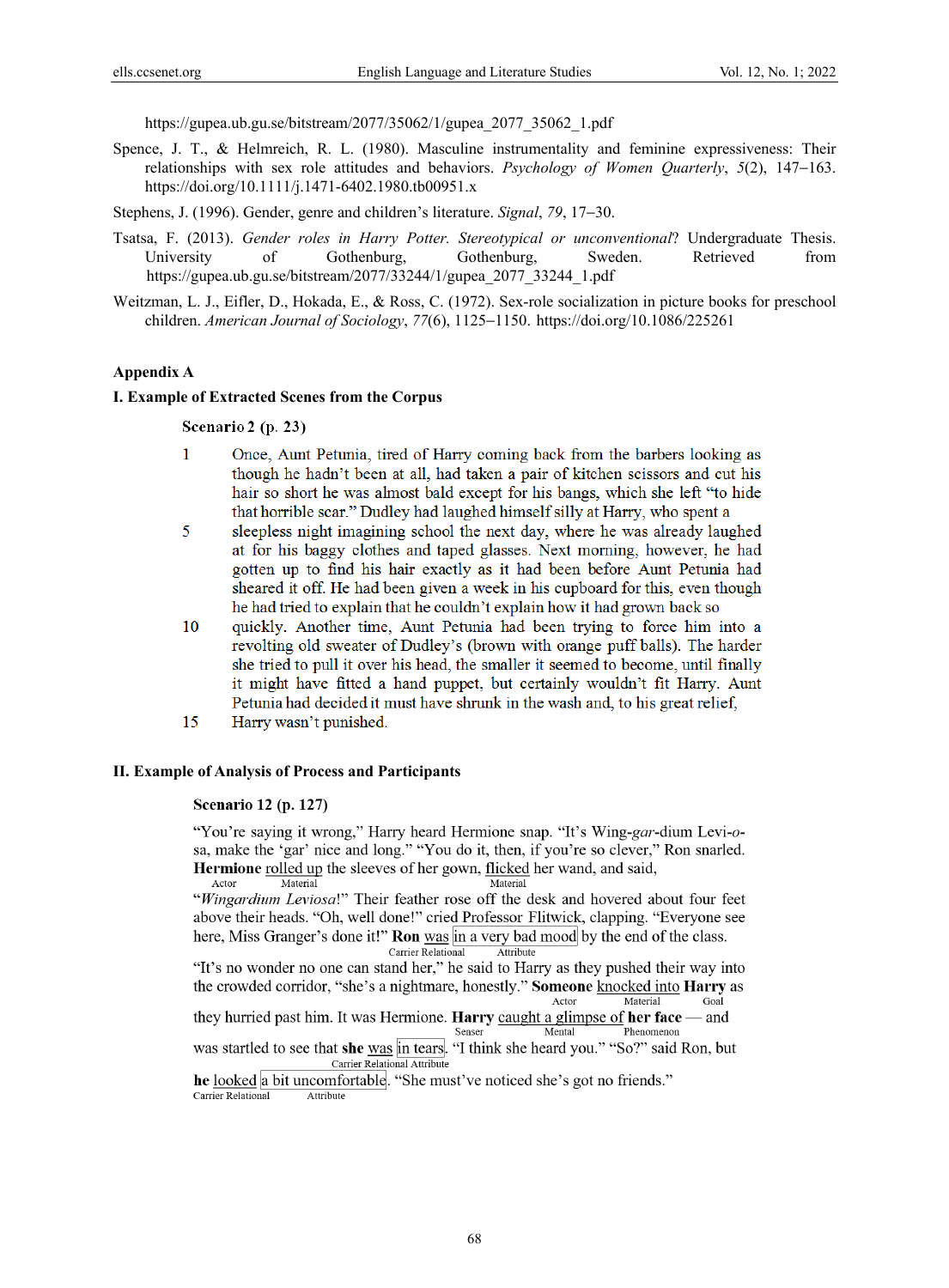https://gupea.ub.gu.se/bitstream/2077/35062/1/gupea_2077_35062_1.pdf

Spence, J. T., & Helmreich, R. L. (1980). Masculine instrumentality and feminine expressiveness: Their relationships with sex role attitudes and behaviors. *Psychology of Women Quarterly*, *5*(2), 147–163. https://doi.org/10.1111/j.1471-6402.1980.tb00951.x

Stephens, J. (1996). Gender, genre and children's literature. *Signal*, *79*, 17–30.

Tsatsa, F. (2013). *Gender roles in Harry Potter. Stereotypical or unconventional*? Undergraduate Thesis. University of Gothenburg, Gothenburg, Sweden. Retrieved from https://gupea.ub.gu.se/bitstream/2077/33244/1/gupea_2077_33244_1.pdf

Weitzman, L. J., Eifler, D., Hokada, E., & Ross, C. (1972). Sex-role socialization in picture books for preschool children. *American Journal of Sociology*, *77*(6), 1125–1150. https://doi.org/10.1086/225261

## Appendix A

### I. Example of Extracted Scenes from the Corpus

**Scenario 2 (p. 23)**

1 Once, Aunt Petunia, tired of Harry coming back from the barbers looking as though he hadn't been at all, had taken a pair of kitchen scissors and cut his hair so short he was almost bald except for his bangs, which she left "to hide that horrible scar." Dudley had laughed himself silly at Harry, who spent a
5 sleepless night imagining school the next day, where he was already laughed at for his baggy clothes and taped glasses. Next morning, however, he had gotten up to find his hair exactly as it had been before Aunt Petunia had sheared it off. He had been given a week in his cupboard for this, even though he had tried to explain that he couldn't explain how it had grown back so
10 quickly. Another time, Aunt Petunia had been trying to force him into a revolting old sweater of Dudley's (brown with orange puff balls). The harder she tried to pull it over his head, the smaller it seemed to become, until finally it might have fitted a hand puppet, but certainly wouldn't fit Harry. Aunt Petunia had decided it must have shrunk in the wash and, to his great relief,
15 Harry wasn't punished.

### II. Example of Analysis of Process and Participants

**Scenario 12 (p. 127)**

"You're saying it wrong," Harry heard Hermione snap. "It's Wing-*gar*-dium Levi-*o*-sa, make the 'gar' nice and long." "You do it, then, if you're so clever," Ron snarled. **Hermione** [Actor] rolled up [Material] the sleeves of her gown, flicked [Material] her wand, and said, "*Wingardium Leviosa*!" Their feather rose off the desk and hovered about four feet above their heads. "Oh, well done!" cried Professor Flitwick, clapping. "Everyone see here, Miss Granger's done it!" **Ron** [Carrier] was [Relational] in a very bad mood [Attribute] by the end of the class. "It's no wonder no one can stand her," he said to Harry as they pushed their way into the crowded corridor, "she's a nightmare, honestly." **Someone** [Actor] knocked into [Material] **Harry** [Goal] as they hurried past him. It was Hermione. **Harry** [Senser] caught a glimpse of [Mental] **her face** [Phenomenon] — and was startled to see that **she** [Carrier] was [Relational] in tears [Attribute]. "I think she heard you." "So?" said Ron, but **he** [Carrier] looked [Relational] a bit uncomfortable [Attribute]. "She must've noticed she's got no friends."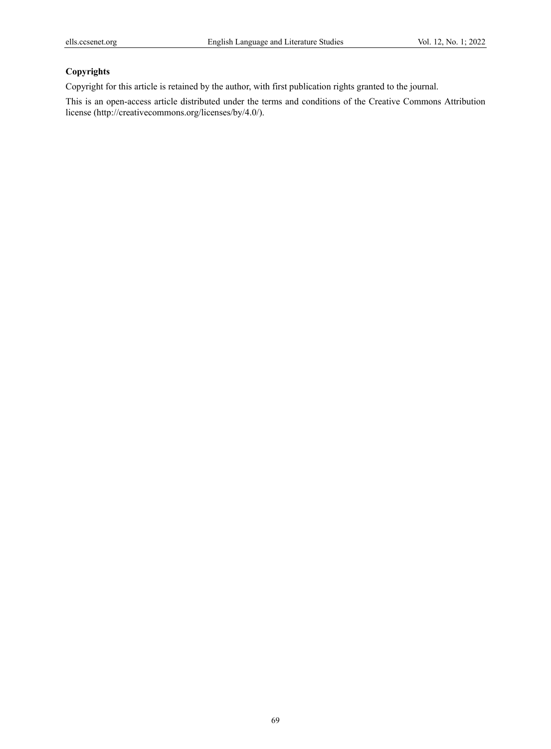**Copyrights**

Copyright for this article is retained by the author, with first publication rights granted to the journal.

This is an open-access article distributed under the terms and conditions of the Creative Commons Attribution license (http://creativecommons.org/licenses/by/4.0/).